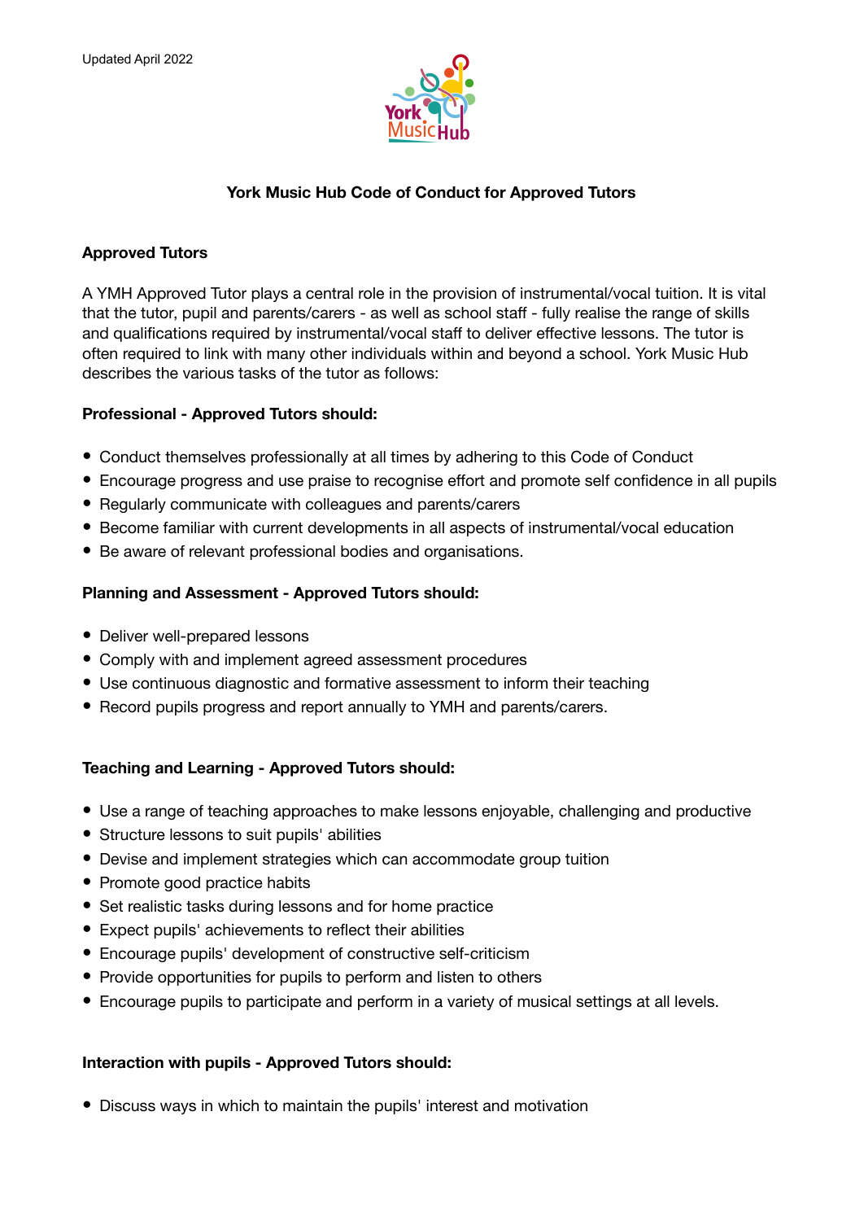Updated April 2022

# York Music Hub Code of Conduct for Approved Tutors

## Approved Tutors

A YMH Approved Tutor plays a central role in the provision of instrumental/vocal tuition. It is vital that the tutor, pupil and parents/carers - as well as school staff - fully realise the range of skills and qualifications required by instrumental/vocal staff to deliver effective lessons. The tutor is often required to link with many other individuals within and beyond a school. York Music Hub describes the various tasks of the tutor as follows:

**Professional - Approved Tutors should:**

- Conduct themselves professionally at all times by adhering to this Code of Conduct
- Encourage progress and use praise to recognise effort and promote self confidence in all pupils
- Regularly communicate with colleagues and parents/carers
- Become familiar with current developments in all aspects of instrumental/vocal education
- Be aware of relevant professional bodies and organisations.

**Planning and Assessment - Approved Tutors should:**

- Deliver well-prepared lessons
- Comply with and implement agreed assessment procedures
- Use continuous diagnostic and formative assessment to inform their teaching
- Record pupils progress and report annually to YMH and parents/carers.

**Teaching and Learning - Approved Tutors should:**

- Use a range of teaching approaches to make lessons enjoyable, challenging and productive
- Structure lessons to suit pupils' abilities
- Devise and implement strategies which can accommodate group tuition
- Promote good practice habits
- Set realistic tasks during lessons and for home practice
- Expect pupils' achievements to reflect their abilities
- Encourage pupils' development of constructive self-criticism
- Provide opportunities for pupils to perform and listen to others
- Encourage pupils to participate and perform in a variety of musical settings at all levels.

**Interaction with pupils - Approved Tutors should:**

- Discuss ways in which to maintain the pupils' interest and motivation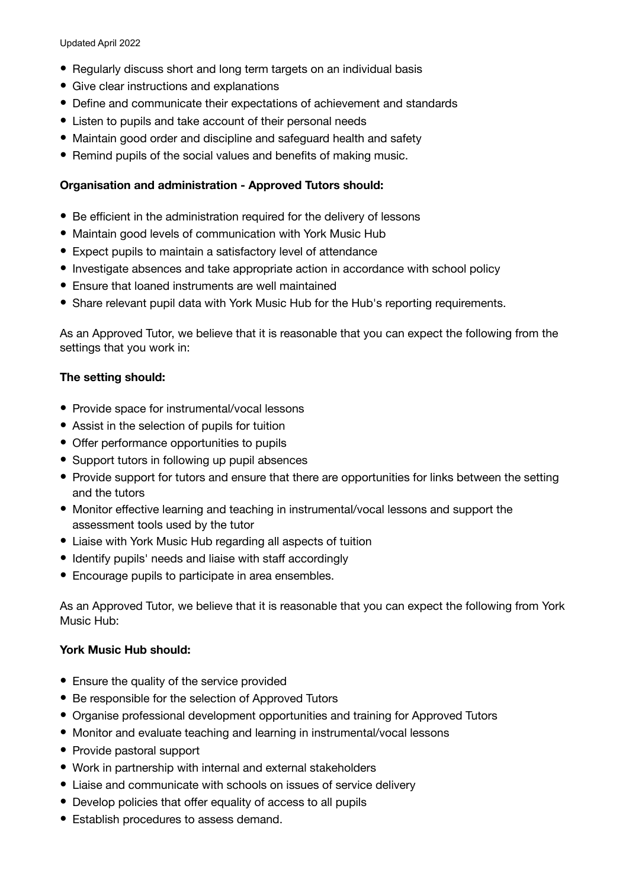- Regularly discuss short and long term targets on an individual basis
- Give clear instructions and explanations
- Define and communicate their expectations of achievement and standards
- Listen to pupils and take account of their personal needs
- Maintain good order and discipline and safeguard health and safety
- Remind pupils of the social values and benefits of making music.

**Organisation and administration - Approved Tutors should:**

- Be efficient in the administration required for the delivery of lessons
- Maintain good levels of communication with York Music Hub
- Expect pupils to maintain a satisfactory level of attendance
- Investigate absences and take appropriate action in accordance with school policy
- Ensure that loaned instruments are well maintained
- Share relevant pupil data with York Music Hub for the Hub's reporting requirements.

As an Approved Tutor, we believe that it is reasonable that you can expect the following from the settings that you work in:

**The setting should:**

- Provide space for instrumental/vocal lessons
- Assist in the selection of pupils for tuition
- Offer performance opportunities to pupils
- Support tutors in following up pupil absences
- Provide support for tutors and ensure that there are opportunities for links between the setting and the tutors
- Monitor effective learning and teaching in instrumental/vocal lessons and support the assessment tools used by the tutor
- Liaise with York Music Hub regarding all aspects of tuition
- Identify pupils' needs and liaise with staff accordingly
- Encourage pupils to participate in area ensembles.

As an Approved Tutor, we believe that it is reasonable that you can expect the following from York Music Hub:

**York Music Hub should:**

- Ensure the quality of the service provided
- Be responsible for the selection of Approved Tutors
- Organise professional development opportunities and training for Approved Tutors
- Monitor and evaluate teaching and learning in instrumental/vocal lessons
- Provide pastoral support
- Work in partnership with internal and external stakeholders
- Liaise and communicate with schools on issues of service delivery
- Develop policies that offer equality of access to all pupils
- Establish procedures to assess demand.